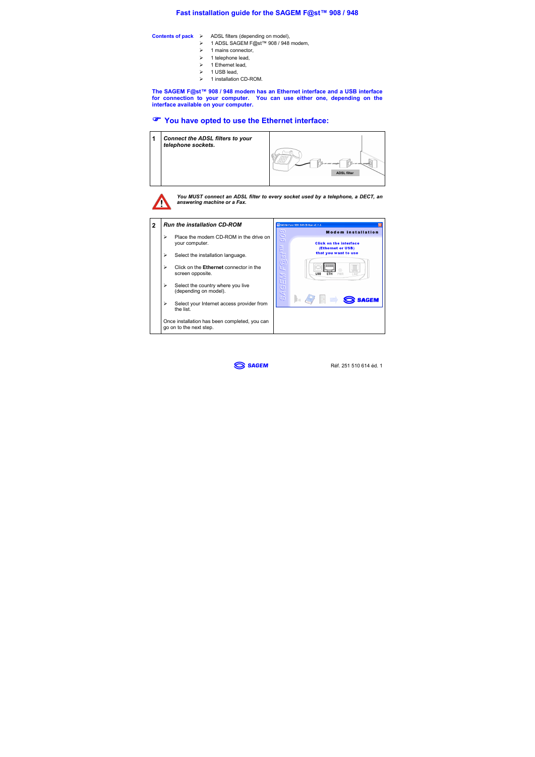# Fast installation guide for the SAGEM F@st™ 908 / 948

**Contents of pack**

- ADSL filters (depending on model),
- 1 ADSL SAGEM F@st™ 908 / 948 modem,
- 1 mains connector,
- 1 telephone lead,
- 1 Ethernet lead,
- 1 USB lead,
- 1 installation CD-ROM.

**The SAGEM F@st™ 908 / 948 modem has an Ethernet interface and a USB interface for connection to your computer. You can use either one, depending on the interface available on your computer.**

## ☞ You have opted to use the Ethernet interface:

| | | |
|---|---|---|
| 1 | ***Connect the ADSL filters to your telephone sockets.*** | ADSL filter |

***You MUST connect an ADSL filter to every socket used by a telephone, a DECT, an answering machine or a Fax.***

| | | |
|---|---|---|
| 2 | ***Run the installation CD-ROM*** <br> - Place the modem CD-ROM in the drive on your computer. <br> - Select the installation language. <br> - Click on the **Ethernet** connector in the screen opposite. <br> - Select the country where you live (depending on model). <br> - Select your Internet access provider from the list. <br> Once installation has been completed, you can go on to the next step. | Modem installation <br> Click on the interface (Ethernet or USB) that you want to use <br> USB ETH <br> SAGEM |

Réf. 251 510 614 éd. 1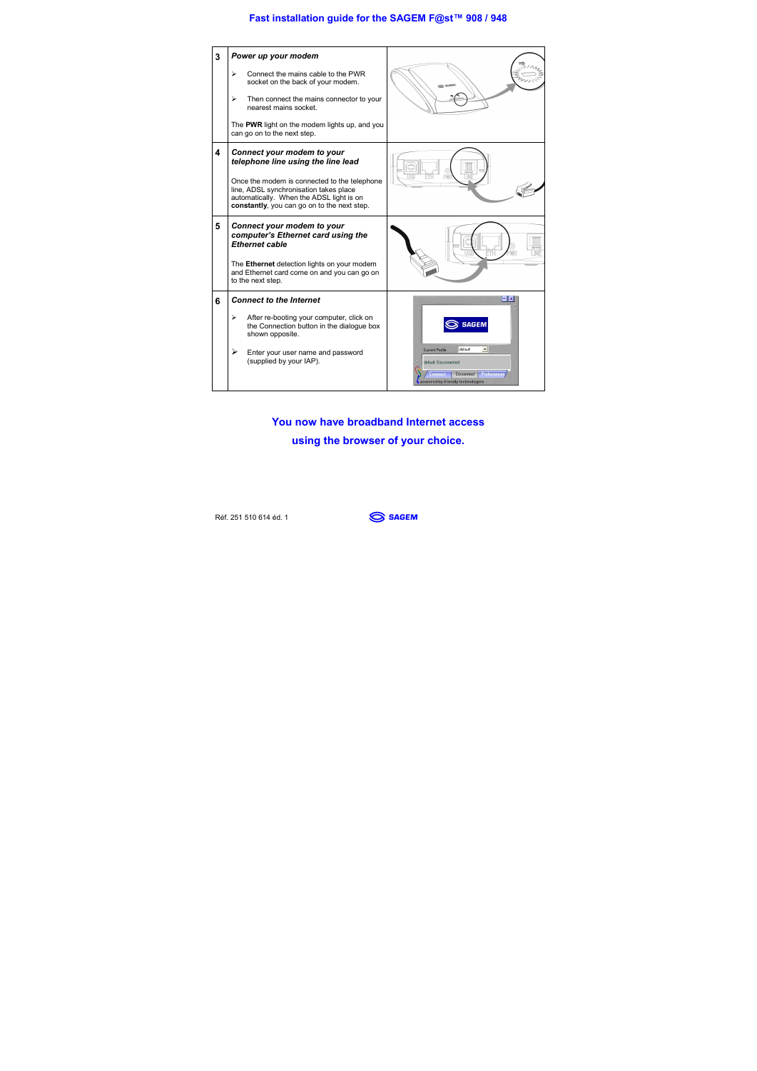# Fast installation guide for the SAGEM F@st™ 908 / 948

| | | |
|---|---|---|
| 3 | ***Power up your modem***<br><br>➢ Connect the mains cable to the PWR socket on the back of your modem.<br><br>➢ Then connect the mains connector to your nearest mains socket.<br><br>The **PWR** light on the modem lights up, and you can go on to the next step. | |
| 4 | ***Connect your modem to your telephone line using the line lead***<br><br>Once the modem is connected to the telephone line, ADSL synchronisation takes place automatically. When the ADSL light is on **constantly**, you can go on to the next step. | |
| 5 | ***Connect your modem to your computer's Ethernet card using the Ethernet cable***<br><br>The **Ethernet** detection lights on your modem and Ethernet card come on and you can go on to the next step. | |
| 6 | ***Connect to the Internet***<br><br>➢ After re-booting your computer, click on the Connection button in the dialogue box shown opposite.<br><br>➢ Enter your user name and password (supplied by your IAP). | |

**You now have broadband Internet access using the browser of your choice.**

Réf. 251 510 614 éd. 1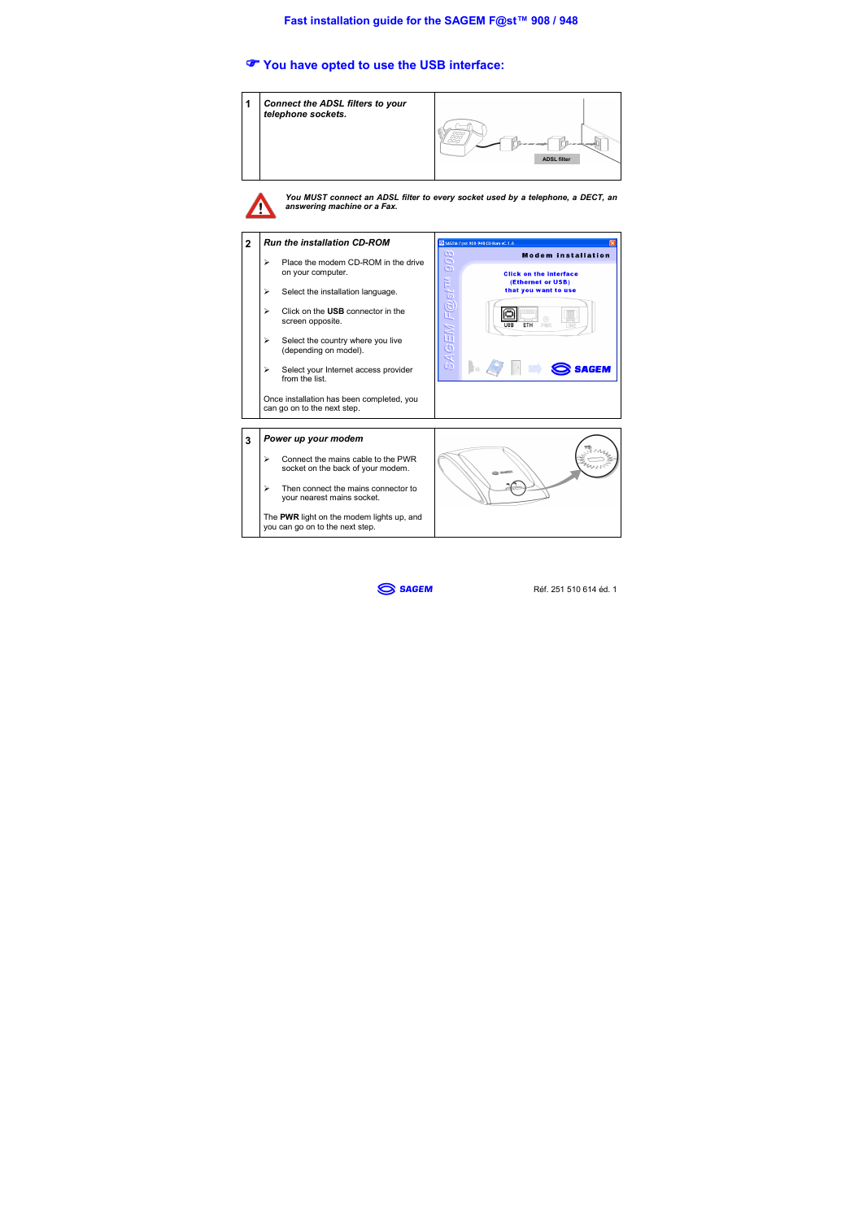# Fast installation guide for the SAGEM F@st™ 908 / 948

## ☞ You have opted to use the USB interface:

**1** ***Connect the ADSL filters to your telephone sockets.***

ADSL filter

*You MUST connect an ADSL filter to every socket used by a telephone, a DECT, an answering machine or a Fax.*

**2** ***Run the installation CD-ROM***

- Place the modem CD-ROM in the drive on your computer.
- Select the installation language.
- Click on the **USB** connector in the screen opposite.
- Select the country where you live (depending on model).
- Select your Internet access provider from the list.

Once installation has been completed, you can go on to the next step.

Modem installation

Click on the interface (Ethernet or USB) that you want to use

USB ETH PWR LINE

SAGEM F@st™ 908

SAGEM

**3** ***Power up your modem***

- Connect the mains cable to the PWR socket on the back of your modem.
- Then connect the mains connector to your nearest mains socket.

The **PWR** light on the modem lights up, and you can go on to the next step.

SAGEM Réf. 251 510 614 éd. 1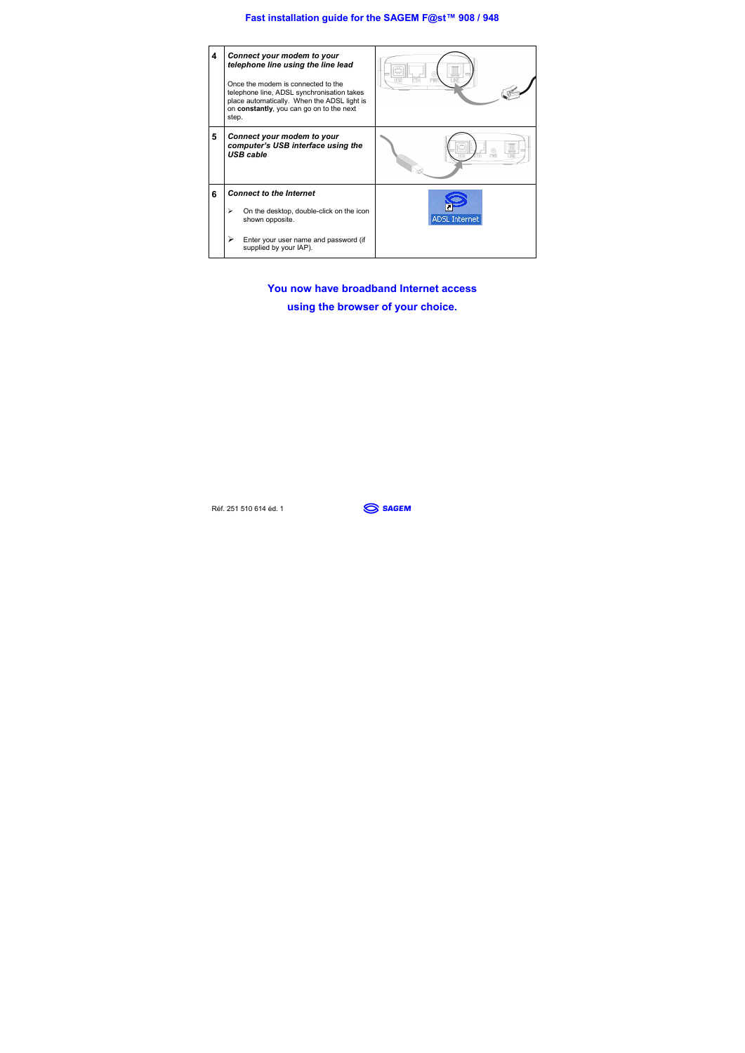# Fast installation guide for the SAGEM F@st™ 908 / 948

| | | |
|---|---|---|
| 4 | ***Connect your modem to your telephone line using the line lead***<br><br>Once the modem is connected to the telephone line, ADSL synchronisation takes place automatically. When the ADSL light is on **constantly**, you can go on to the next step. | |
| 5 | ***Connect your modem to your computer's USB interface using the USB cable*** | |
| 6 | ***Connect to the Internet***<br><br>➢ On the desktop, double-click on the icon shown opposite.<br><br>➢ Enter your user name and password (if supplied by your IAP). | ADSL Internet |

**You now have broadband Internet access**

**using the browser of your choice.**

Réf. 251 510 614 éd. 1

SAGEM